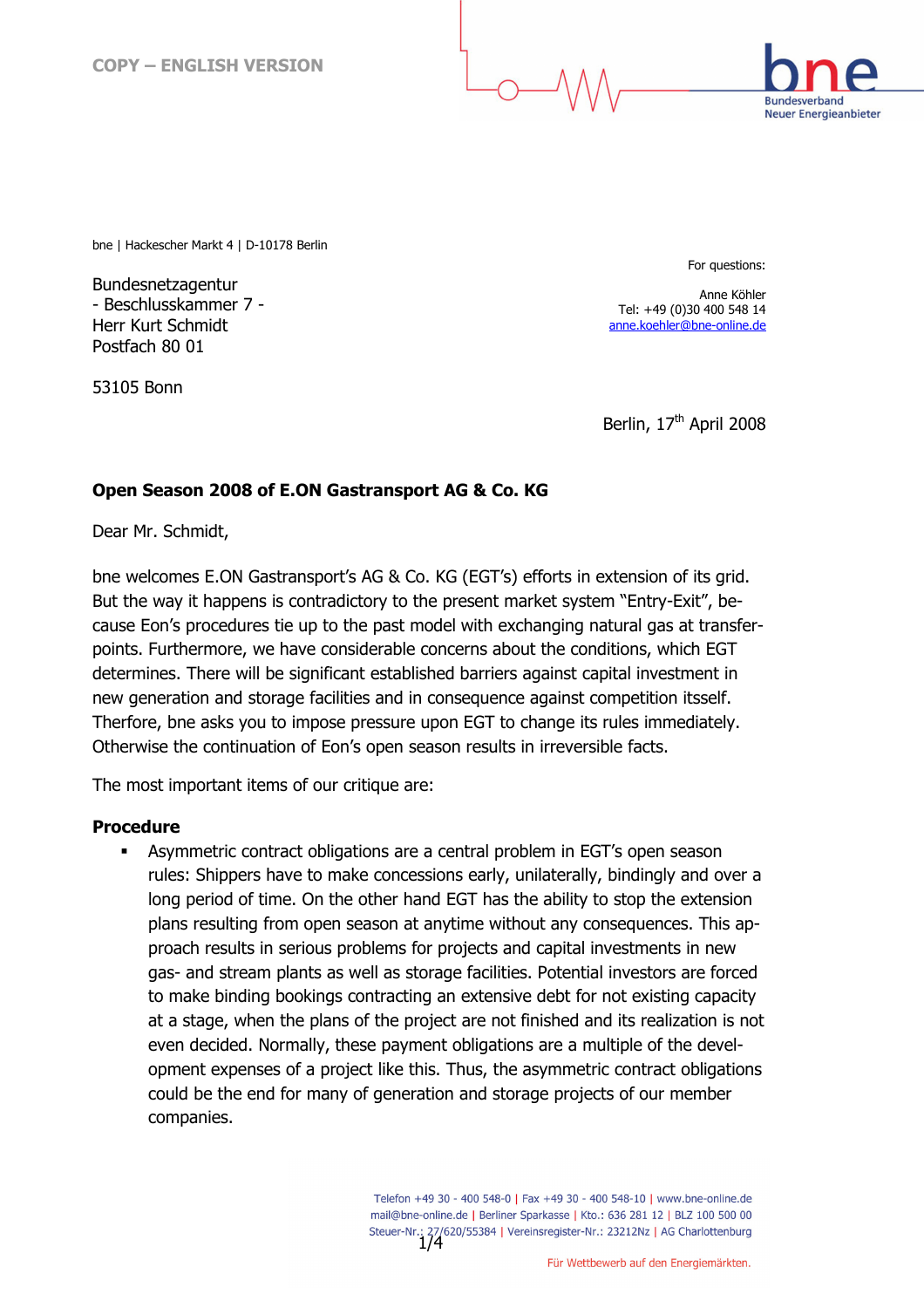COPY – ENGLISH VERSION

bne
Bundesverband
Neuer Energieanbieter

bne | Hackescher Markt 4 | D-10178 Berlin

Bundesnetzagentur
- Beschlusskammer 7 -
Herr Kurt Schmidt
Postfach 80 01

53105 Bonn

For questions:

Anne Köhler
Tel: +49 (0)30 400 548 14
anne.koehler@bne-online.de

Berlin, 17th April 2008

**Open Season 2008 of E.ON Gastransport AG & Co. KG**

Dear Mr. Schmidt,

bne welcomes E.ON Gastransport's AG & Co. KG (EGT's) efforts in extension of its grid. But the way it happens is contradictory to the present market system "Entry-Exit", because Eon's procedures tie up to the past model with exchanging natural gas at transfer-points. Furthermore, we have considerable concerns about the conditions, which EGT determines. There will be significant established barriers against capital investment in new generation and storage facilities and in consequence against competition itsself. Therfore, bne asks you to impose pressure upon EGT to change its rules immediately. Otherwise the continuation of Eon's open season results in irreversible facts.

The most important items of our critique are:

**Procedure**

- Asymmetric contract obligations are a central problem in EGT's open season rules: Shippers have to make concessions early, unilaterally, bindingly and over a long period of time. On the other hand EGT has the ability to stop the extension plans resulting from open season at anytime without any consequences. This approach results in serious problems for projects and capital investments in new gas- and stream plants as well as storage facilities. Potential investors are forced to make binding bookings contracting an extensive debt for not existing capacity at a stage, when the plans of the project are not finished and its realization is not even decided. Normally, these payment obligations are a multiple of the development expenses of a project like this. Thus, the asymmetric contract obligations could be the end for many of generation and storage projects of our member companies.

Telefon +49 30 - 400 548-0 | Fax +49 30 - 400 548-10 | www.bne-online.de
mail@bne-online.de | Berliner Sparkasse | Kto.: 636 281 12 | BLZ 100 500 00
Steuer-Nr.: 27/620/55384 | Vereinsregister-Nr.: 23212Nz | AG Charlottenburg

Für Wettbewerb auf den Energiemärkten.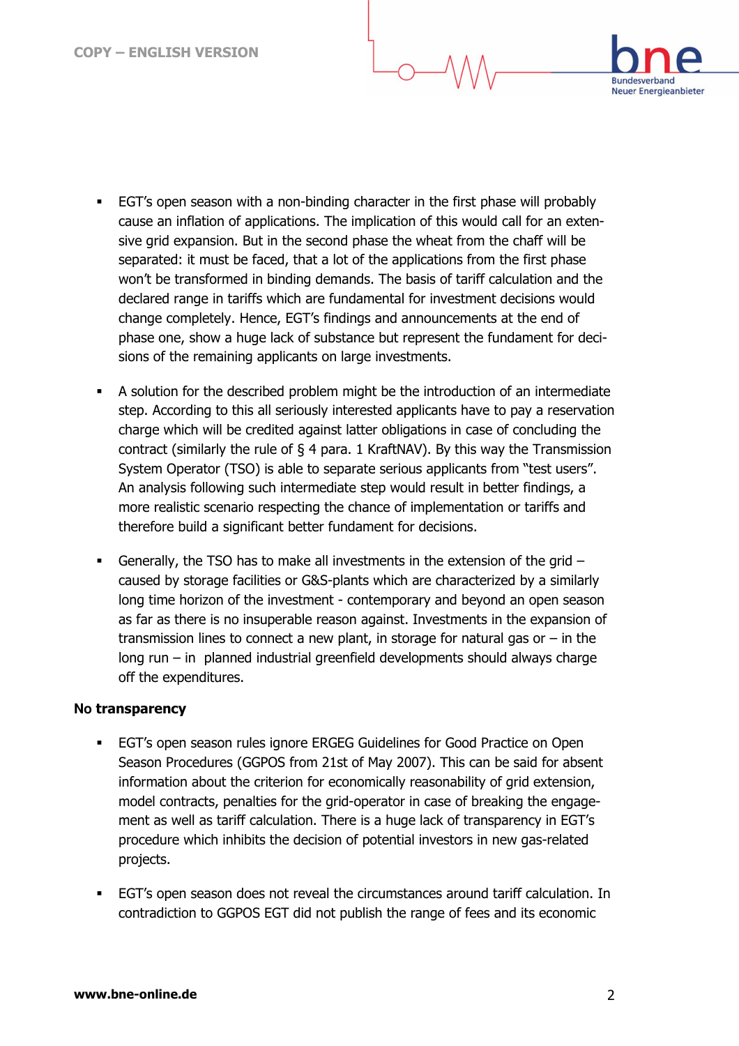- EGT's open season with a non-binding character in the first phase will probably cause an inflation of applications. The implication of this would call for an extensive grid expansion. But in the second phase the wheat from the chaff will be separated: it must be faced, that a lot of the applications from the first phase won't be transformed in binding demands. The basis of tariff calculation and the declared range in tariffs which are fundamental for investment decisions would change completely. Hence, EGT's findings and announcements at the end of phase one, show a huge lack of substance but represent the fundament for decisions of the remaining applicants on large investments.

- A solution for the described problem might be the introduction of an intermediate step. According to this all seriously interested applicants have to pay a reservation charge which will be credited against latter obligations in case of concluding the contract (similarly the rule of § 4 para. 1 KraftNAV). By this way the Transmission System Operator (TSO) is able to separate serious applicants from "test users". An analysis following such intermediate step would result in better findings, a more realistic scenario respecting the chance of implementation or tariffs and therefore build a significant better fundament for decisions.

- Generally, the TSO has to make all investments in the extension of the grid – caused by storage facilities or G&S-plants which are characterized by a similarly long time horizon of the investment - contemporary and beyond an open season as far as there is no insuperable reason against. Investments in the expansion of transmission lines to connect a new plant, in storage for natural gas or – in the long run – in planned industrial greenfield developments should always charge off the expenditures.

**No transparency**

- EGT's open season rules ignore ERGEG Guidelines for Good Practice on Open Season Procedures (GGPOS from 21st of May 2007). This can be said for absent information about the criterion for economically reasonability of grid extension, model contracts, penalties for the grid-operator in case of breaking the engagement as well as tariff calculation. There is a huge lack of transparency in EGT's procedure which inhibits the decision of potential investors in new gas-related projects.

- EGT's open season does not reveal the circumstances around tariff calculation. In contradiction to GGPOS EGT did not publish the range of fees and its economic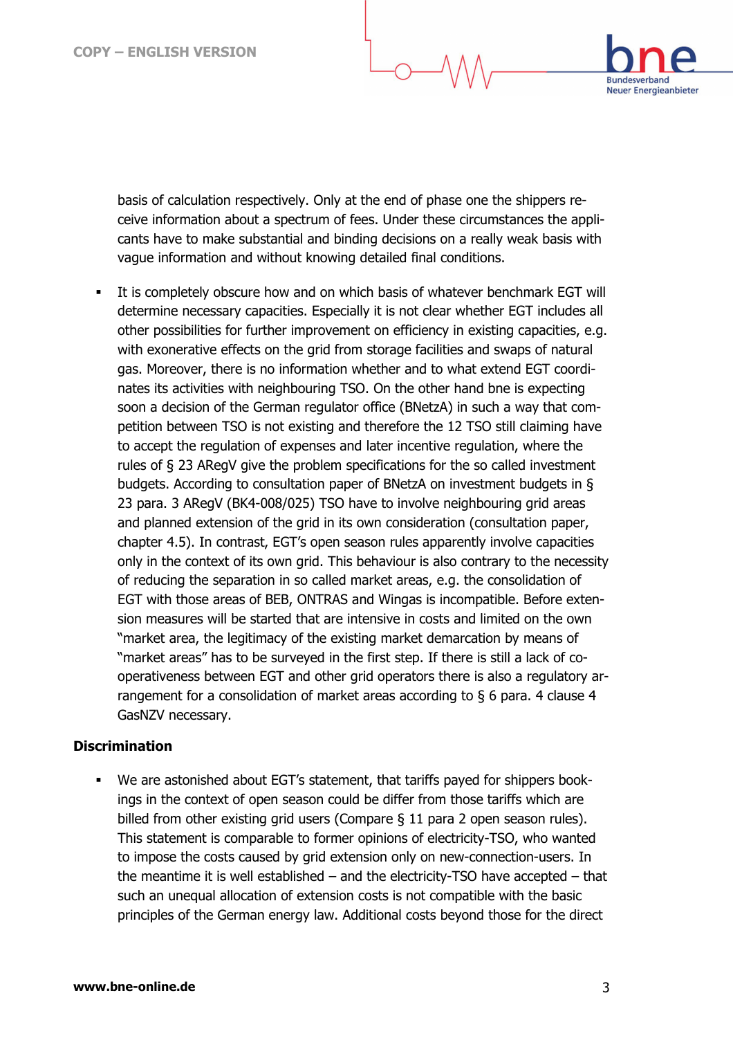basis of calculation respectively. Only at the end of phase one the shippers receive information about a spectrum of fees. Under these circumstances the applicants have to make substantial and binding decisions on a really weak basis with vague information and without knowing detailed final conditions.

- It is completely obscure how and on which basis of whatever benchmark EGT will determine necessary capacities. Especially it is not clear whether EGT includes all other possibilities for further improvement on efficiency in existing capacities, e.g. with exonerative effects on the grid from storage facilities and swaps of natural gas. Moreover, there is no information whether and to what extend EGT coordinates its activities with neighbouring TSO. On the other hand bne is expecting soon a decision of the German regulator office (BNetzA) in such a way that competition between TSO is not existing and therefore the 12 TSO still claiming have to accept the regulation of expenses and later incentive regulation, where the rules of § 23 ARegV give the problem specifications for the so called investment budgets. According to consultation paper of BNetzA on investment budgets in § 23 para. 3 ARegV (BK4-008/025) TSO have to involve neighbouring grid areas and planned extension of the grid in its own consideration (consultation paper, chapter 4.5). In contrast, EGT's open season rules apparently involve capacities only in the context of its own grid. This behaviour is also contrary to the necessity of reducing the separation in so called market areas, e.g. the consolidation of EGT with those areas of BEB, ONTRAS and Wingas is incompatible. Before extension measures will be started that are intensive in costs and limited on the own "market area, the legitimacy of the existing market demarcation by means of "market areas" has to be surveyed in the first step. If there is still a lack of cooperativeness between EGT and other grid operators there is also a regulatory arrangement for a consolidation of market areas according to § 6 para. 4 clause 4 GasNZV necessary.

**Discrimination**

- We are astonished about EGT's statement, that tariffs payed for shippers bookings in the context of open season could be differ from those tariffs which are billed from other existing grid users (Compare § 11 para 2 open season rules). This statement is comparable to former opinions of electricity-TSO, who wanted to impose the costs caused by grid extension only on new-connection-users. In the meantime it is well established – and the electricity-TSO have accepted – that such an unequal allocation of extension costs is not compatible with the basic principles of the German energy law. Additional costs beyond those for the direct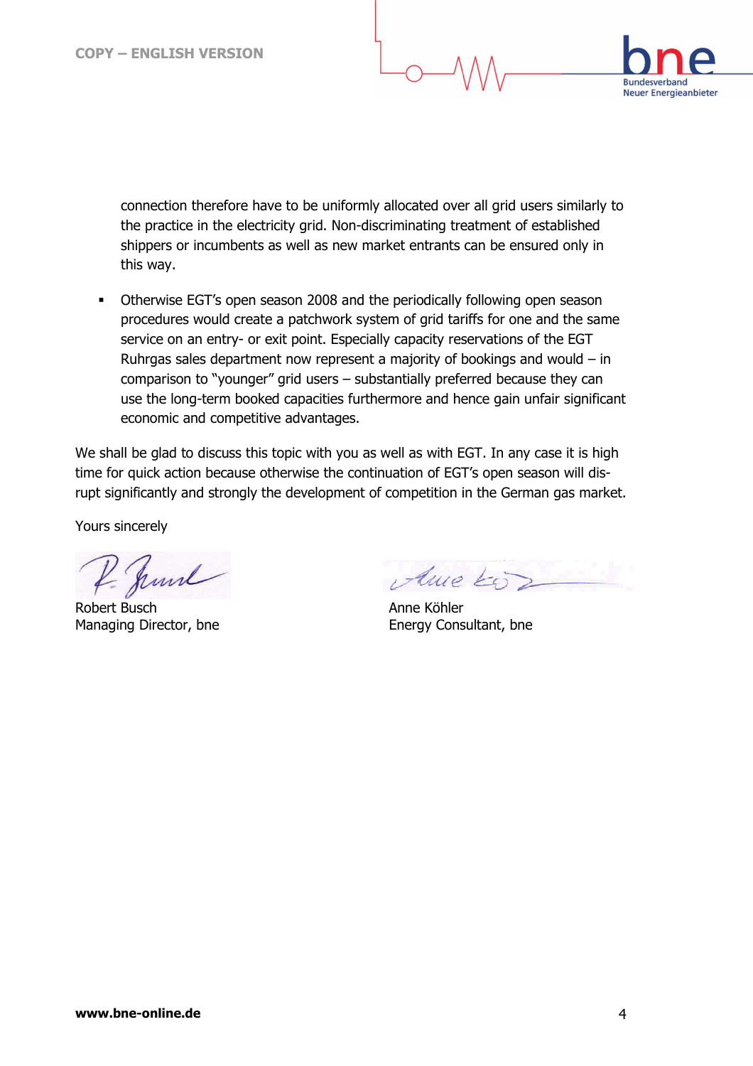connection therefore have to be uniformly allocated over all grid users similarly to the practice in the electricity grid. Non-discriminating treatment of established shippers or incumbents as well as new market entrants can be ensured only in this way.

- Otherwise EGT's open season 2008 and the periodically following open season procedures would create a patchwork system of grid tariffs for one and the same service on an entry- or exit point. Especially capacity reservations of the EGT Ruhrgas sales department now represent a majority of bookings and would – in comparison to "younger" grid users – substantially preferred because they can use the long-term booked capacities furthermore and hence gain unfair significant economic and competitive advantages.

We shall be glad to discuss this topic with you as well as with EGT. In any case it is high time for quick action because otherwise the continuation of EGT's open season will disrupt significantly and strongly the development of competition in the German gas market.

Yours sincerely

Robert Busch
Managing Director, bne

Anne Köhler
Energy Consultant, bne